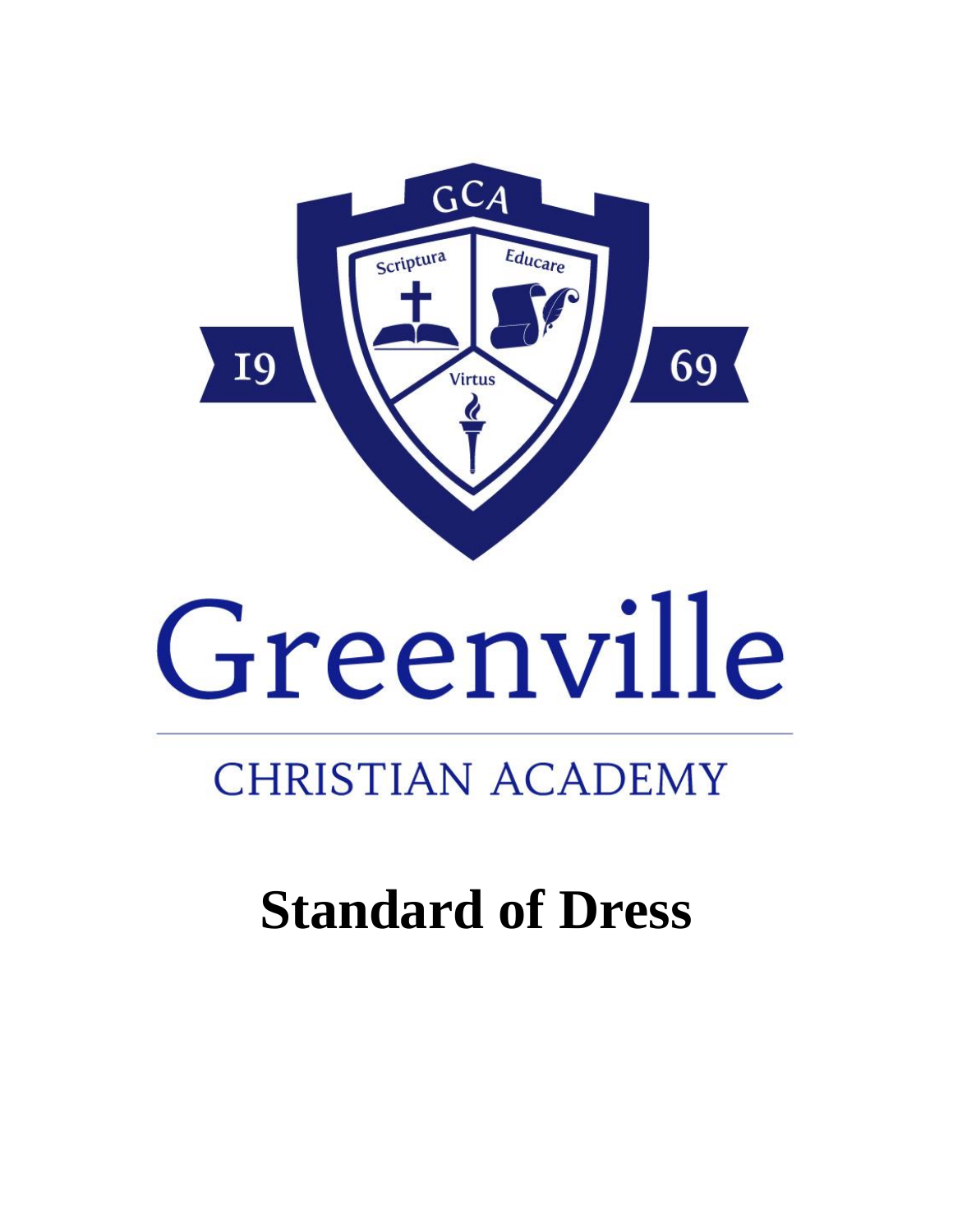GCA

Scriptura

Educare

Virtus

19

69

# Greenville

CHRISTIAN ACADEMY

# Standard of Dress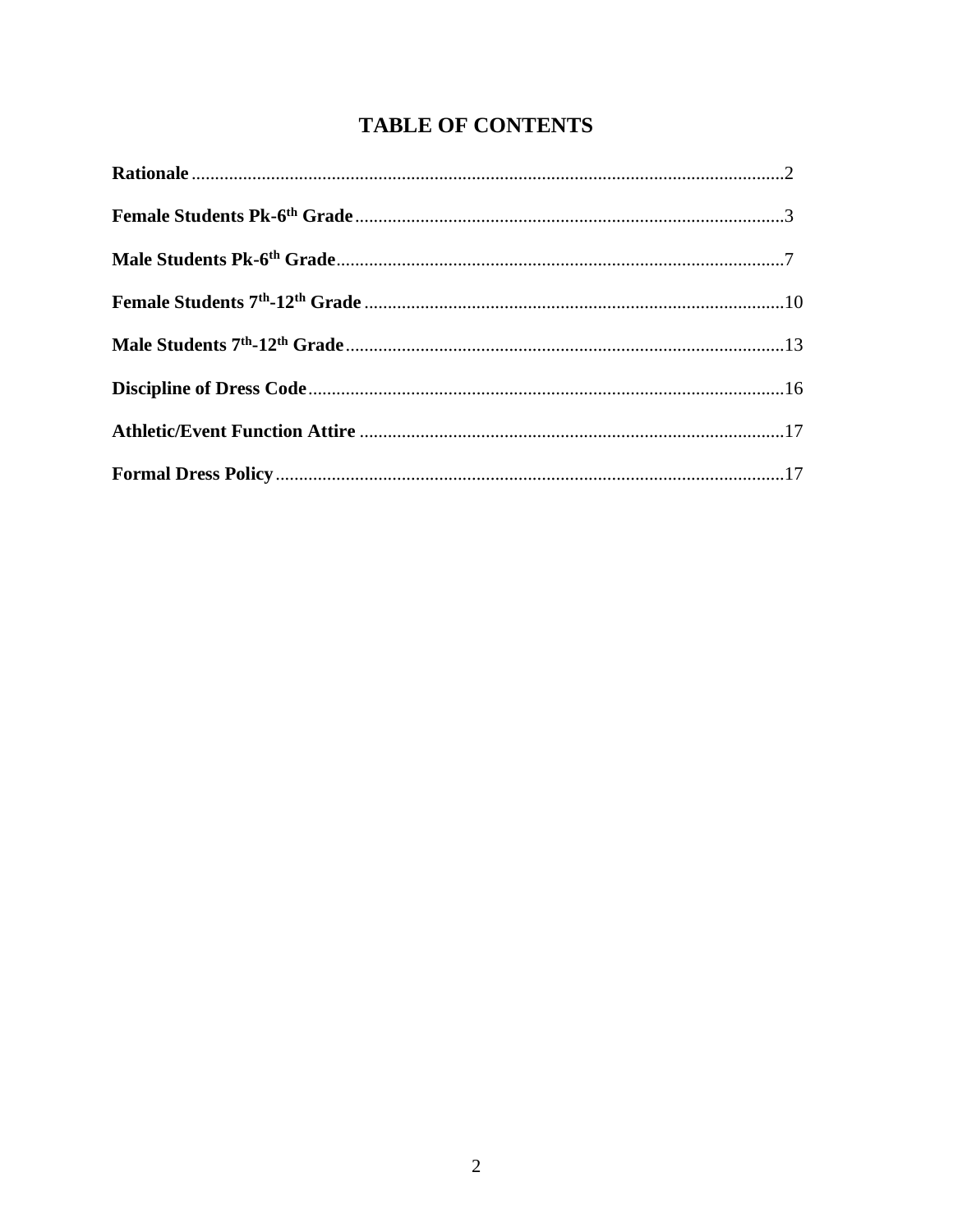# TABLE OF CONTENTS

**Rationale** .......................................................................................................................2

**Female Students Pk-6th Grade** .........................................................................................3

**Male Students Pk-6th Grade**...............................................................................................7

**Female Students 7th-12th Grade** .......................................................................................10

**Male Students 7th-12th Grade**...........................................................................................13

**Discipline of Dress Code**..................................................................................................16

**Athletic/Event Function Attire** ........................................................................................17

**Formal Dress Policy**..........................................................................................................17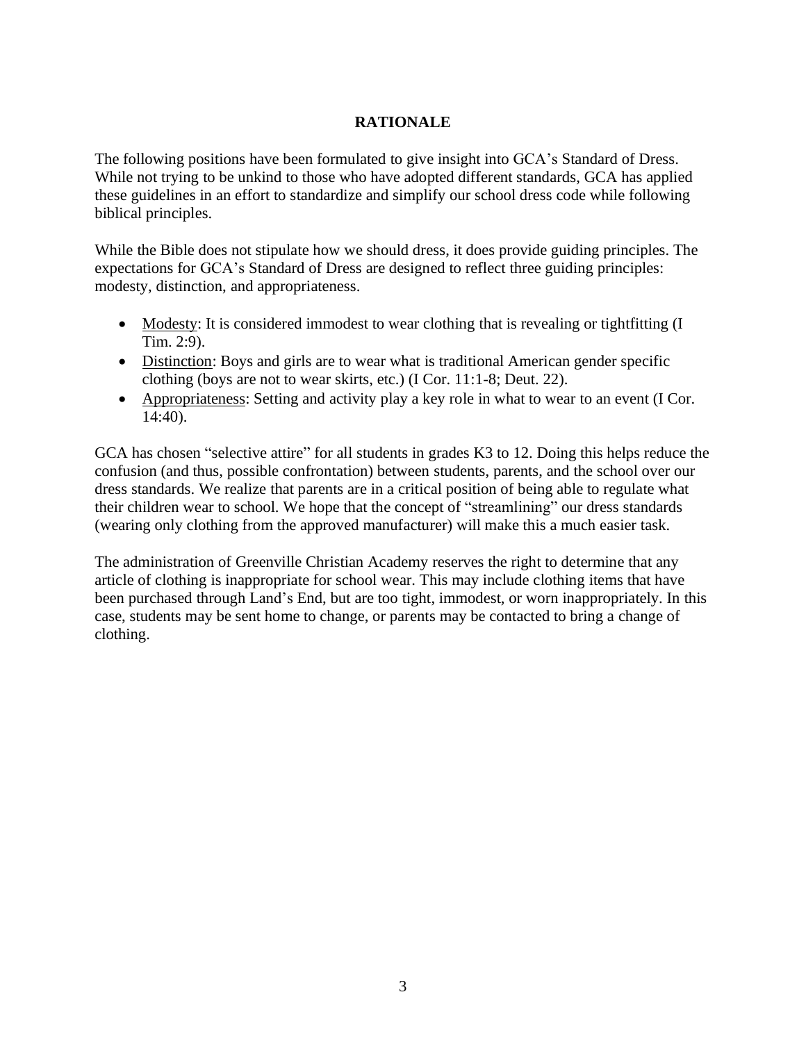## RATIONALE

The following positions have been formulated to give insight into GCA's Standard of Dress. While not trying to be unkind to those who have adopted different standards, GCA has applied these guidelines in an effort to standardize and simplify our school dress code while following biblical principles.

While the Bible does not stipulate how we should dress, it does provide guiding principles. The expectations for GCA's Standard of Dress are designed to reflect three guiding principles: modesty, distinction, and appropriateness.

- <u>Modesty</u>: It is considered immodest to wear clothing that is revealing or tightfitting (I Tim. 2:9).
- <u>Distinction</u>: Boys and girls are to wear what is traditional American gender specific clothing (boys are not to wear skirts, etc.) (I Cor. 11:1-8; Deut. 22).
- <u>Appropriateness</u>: Setting and activity play a key role in what to wear to an event (I Cor. 14:40).

GCA has chosen "selective attire" for all students in grades K3 to 12. Doing this helps reduce the confusion (and thus, possible confrontation) between students, parents, and the school over our dress standards. We realize that parents are in a critical position of being able to regulate what their children wear to school. We hope that the concept of "streamlining" our dress standards (wearing only clothing from the approved manufacturer) will make this a much easier task.

The administration of Greenville Christian Academy reserves the right to determine that any article of clothing is inappropriate for school wear. This may include clothing items that have been purchased through Land's End, but are too tight, immodest, or worn inappropriately. In this case, students may be sent home to change, or parents may be contacted to bring a change of clothing.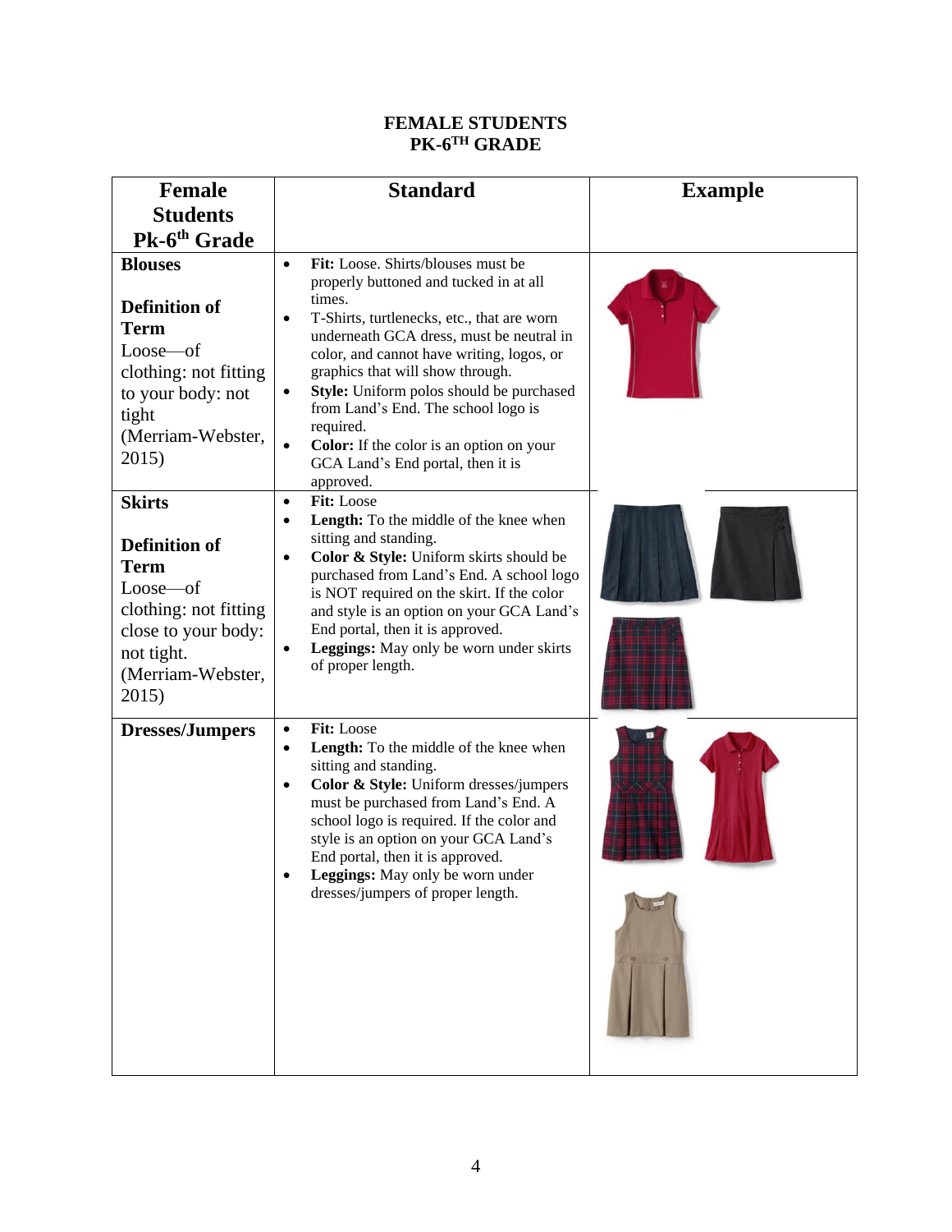# FEMALE STUDENTS
## PK-6TH GRADE

| Female Students Pk-6th Grade | Standard | Example |
|---|---|---|
| **Blouses**<br><br>**Definition of Term**<br>Loose—of clothing: not fitting to your body: not tight (Merriam-Webster, 2015) | • **Fit:** Loose. Shirts/blouses must be properly buttoned and tucked in at all times.<br>• T-Shirts, turtlenecks, etc., that are worn underneath GCA dress, must be neutral in color, and cannot have writing, logos, or graphics that will show through.<br>• **Style:** Uniform polos should be purchased from Land's End. The school logo is required.<br>• **Color:** If the color is an option on your GCA Land's End portal, then it is approved. | |
| **Skirts**<br><br>**Definition of Term**<br>Loose—of clothing: not fitting close to your body: not tight. (Merriam-Webster, 2015) | • **Fit:** Loose<br>• **Length:** To the middle of the knee when sitting and standing.<br>• **Color & Style:** Uniform skirts should be purchased from Land's End. A school logo is NOT required on the skirt. If the color and style is an option on your GCA Land's End portal, then it is approved.<br>• **Leggings:** May only be worn under skirts of proper length. | |
| **Dresses/Jumpers** | • **Fit:** Loose<br>• **Length:** To the middle of the knee when sitting and standing.<br>• **Color & Style:** Uniform dresses/jumpers must be purchased from Land's End. A school logo is required. If the color and style is an option on your GCA Land's End portal, then it is approved.<br>• **Leggings:** May only be worn under dresses/jumpers of proper length. | |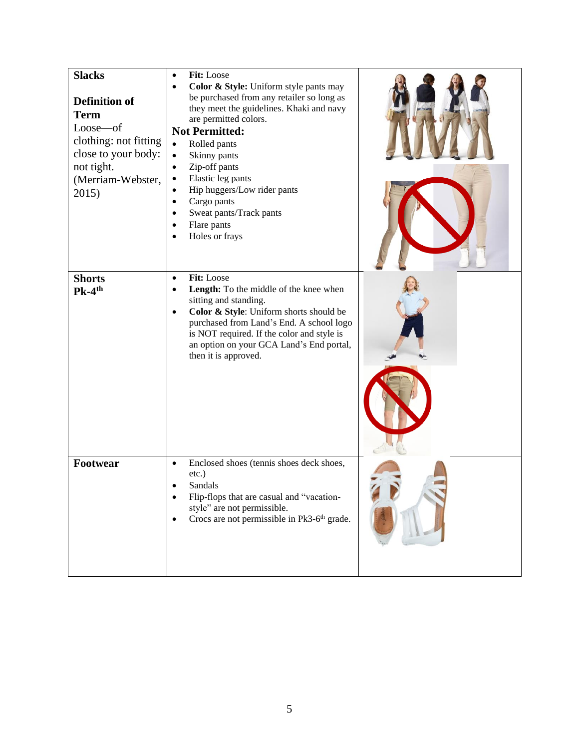| | | |
|---|---|---|
| **Slacks**<br><br>**Definition of Term**<br>Loose—of clothing: not fitting close to your body: not tight. (Merriam-Webster, 2015) | • **Fit:** Loose<br>• **Color & Style:** Uniform style pants may be purchased from any retailer so long as they meet the guidelines. Khaki and navy are permitted colors.<br>**Not Permitted:**<br>• Rolled pants<br>• Skinny pants<br>• Zip-off pants<br>• Elastic leg pants<br>• Hip huggers/Low rider pants<br>• Cargo pants<br>• Sweat pants/Track pants<br>• Flare pants<br>• Holes or frays | |
| **Shorts Pk-4th** | • **Fit:** Loose<br>• **Length:** To the middle of the knee when sitting and standing.<br>• **Color & Style**: Uniform shorts should be purchased from Land's End. A school logo is NOT required. If the color and style is an option on your GCA Land's End portal, then it is approved. | |
| **Footwear** | • Enclosed shoes (tennis shoes deck shoes, etc.)<br>• Sandals<br>• Flip-flops that are casual and "vacation-style" are not permissible.<br>• Crocs are not permissible in Pk3-6th grade. | |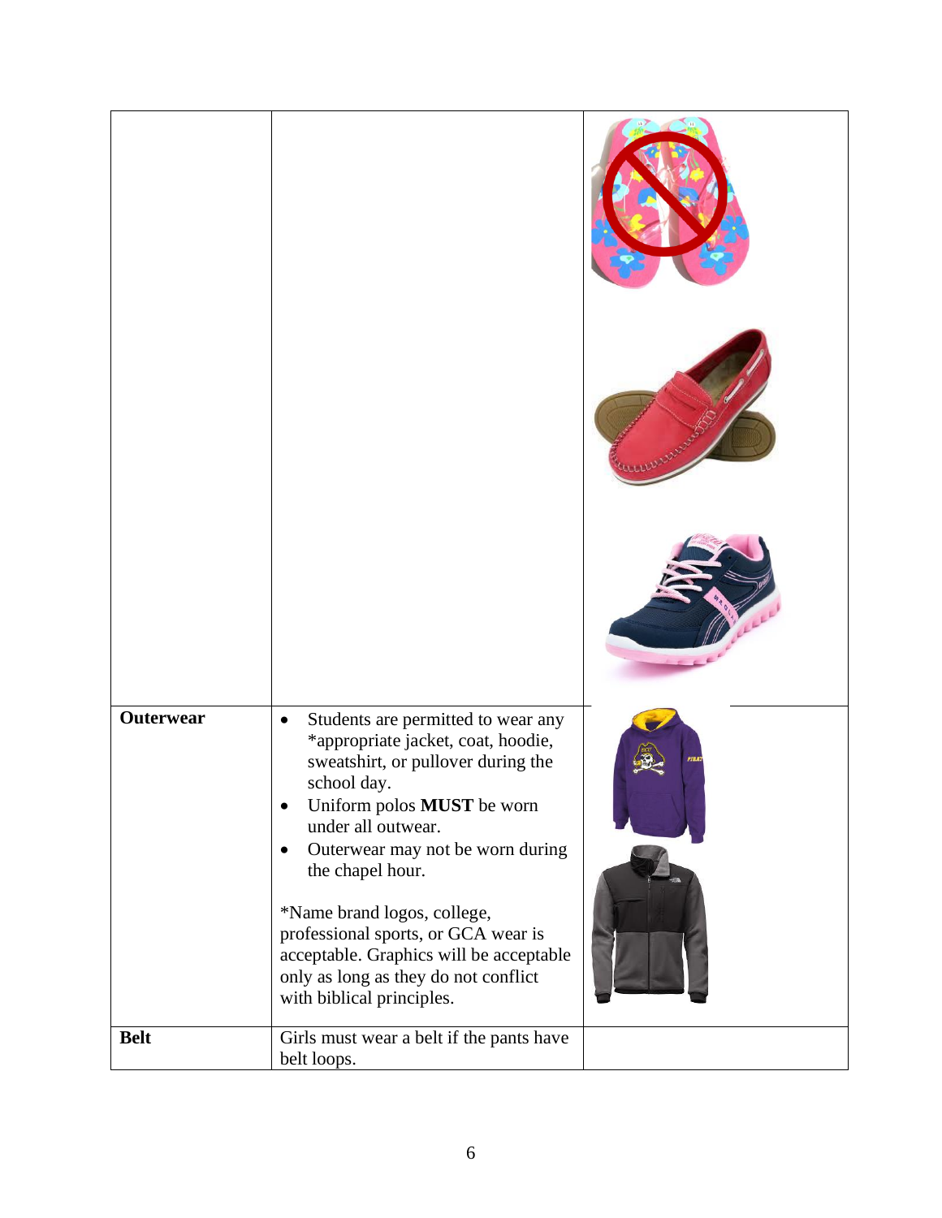| | | |
|---|---|---|
| | | |
| **Outerwear** | • Students are permitted to wear any *appropriate jacket, coat, hoodie, sweatshirt, or pullover during the school day.<br>• Uniform polos **MUST** be worn under all outwear.<br>• Outerwear may not be worn during the chapel hour.<br><br>*Name brand logos, college, professional sports, or GCA wear is acceptable. Graphics will be acceptable only as long as they do not conflict with biblical principles. | |
| **Belt** | Girls must wear a belt if the pants have belt loops. | |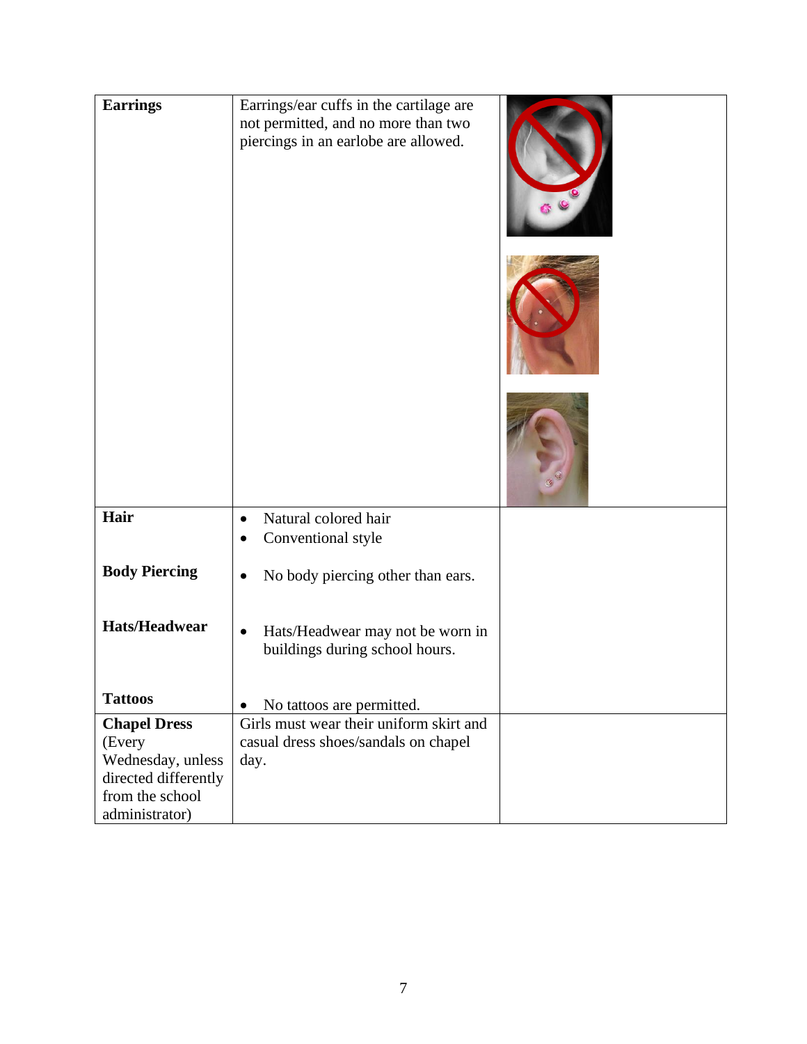| | | |
|---|---|---|
| **Earrings** | Earrings/ear cuffs in the cartilage are not permitted, and no more than two piercings in an earlobe are allowed. | |
| **Hair**<br><br>**Body Piercing**<br><br>**Hats/Headwear**<br><br>**Tattoos** | • Natural colored hair<br>• Conventional style<br><br>• No body piercing other than ears.<br><br>• Hats/Headwear may not be worn in buildings during school hours.<br><br>• No tattoos are permitted. | |
| **Chapel Dress** (Every Wednesday, unless directed differently from the school administrator) | Girls must wear their uniform skirt and casual dress shoes/sandals on chapel day. | |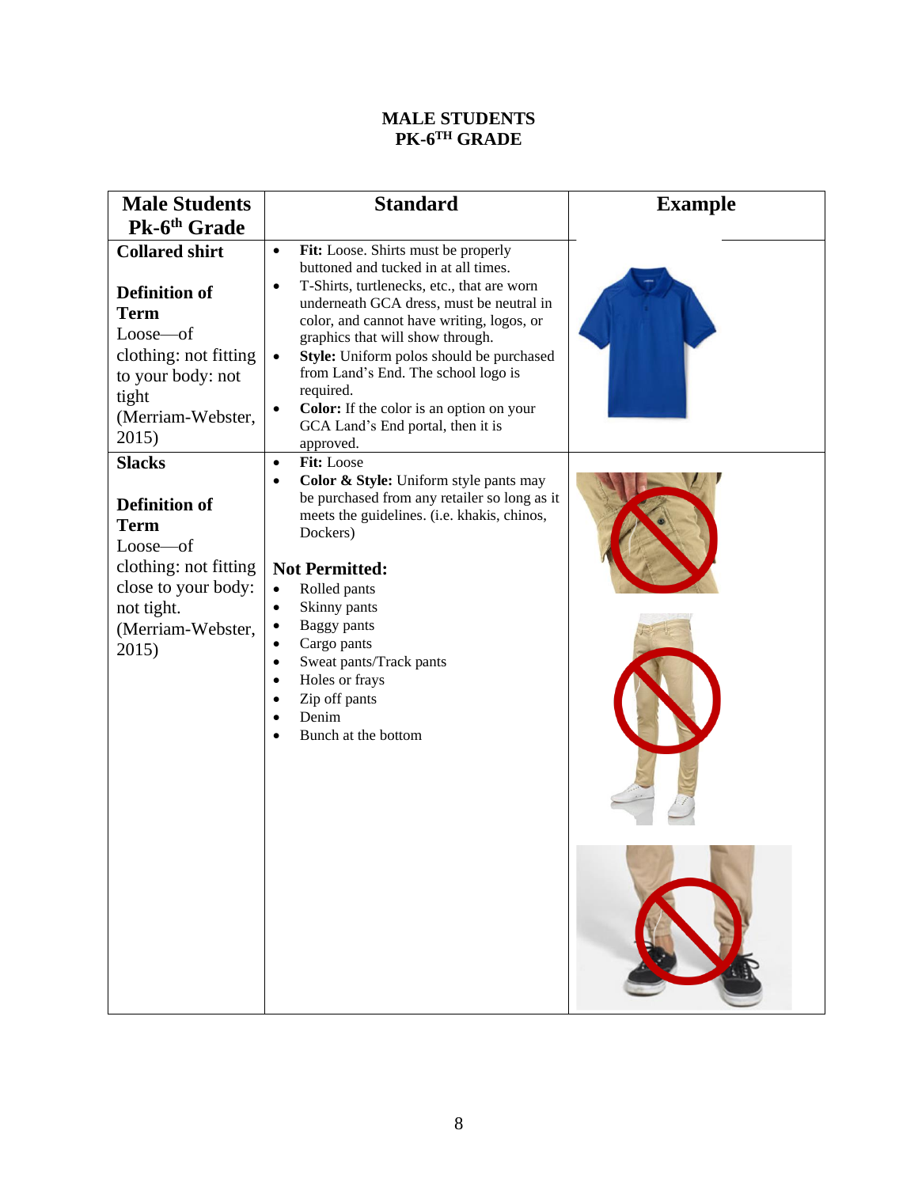# MALE STUDENTS
## PK-6TH GRADE

| Male Students Pk-6th Grade | Standard | Example |
|---|---|---|
| **Collared shirt**<br><br>**Definition of Term**<br>Loose—of clothing: not fitting to your body: not tight (Merriam-Webster, 2015) | • **Fit:** Loose. Shirts must be properly buttoned and tucked in at all times.<br>• T-Shirts, turtlenecks, etc., that are worn underneath GCA dress, must be neutral in color, and cannot have writing, logos, or graphics that will show through.<br>• **Style:** Uniform polos should be purchased from Land's End. The school logo is required.<br>• **Color:** If the color is an option on your GCA Land's End portal, then it is approved. | |
| **Slacks**<br><br>**Definition of Term**<br>Loose—of clothing: not fitting close to your body: not tight. (Merriam-Webster, 2015) | • **Fit:** Loose<br>• **Color & Style:** Uniform style pants may be purchased from any retailer so long as it meets the guidelines. (i.e. khakis, chinos, Dockers)<br><br>**Not Permitted:**<br>• Rolled pants<br>• Skinny pants<br>• Baggy pants<br>• Cargo pants<br>• Sweat pants/Track pants<br>• Holes or frays<br>• Zip off pants<br>• Denim<br>• Bunch at the bottom | |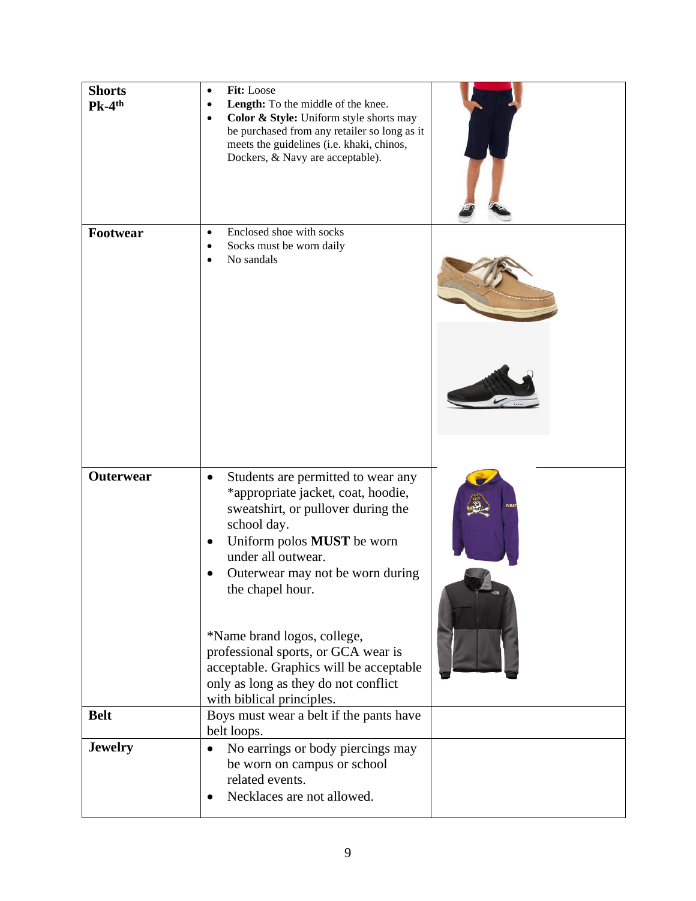| | | |
|---|---|---|
| **Shorts Pk-4th** | • **Fit:** Loose<br>• **Length:** To the middle of the knee.<br>• **Color & Style:** Uniform style shorts may be purchased from any retailer so long as it meets the guidelines (i.e. khaki, chinos, Dockers, & Navy are acceptable). | |
| **Footwear** | • Enclosed shoe with socks<br>• Socks must be worn daily<br>• No sandals | |
| **Outerwear** | • Students are permitted to wear any *appropriate jacket, coat, hoodie, sweatshirt, or pullover during the school day.<br>• Uniform polos **MUST** be worn under all outwear.<br>• Outerwear may not be worn during the chapel hour.<br><br>*Name brand logos, college, professional sports, or GCA wear is acceptable. Graphics will be acceptable only as long as they do not conflict with biblical principles. | |
| **Belt** | Boys must wear a belt if the pants have belt loops. | |
| **Jewelry** | • No earrings or body piercings may be worn on campus or school related events.<br>• Necklaces are not allowed. | |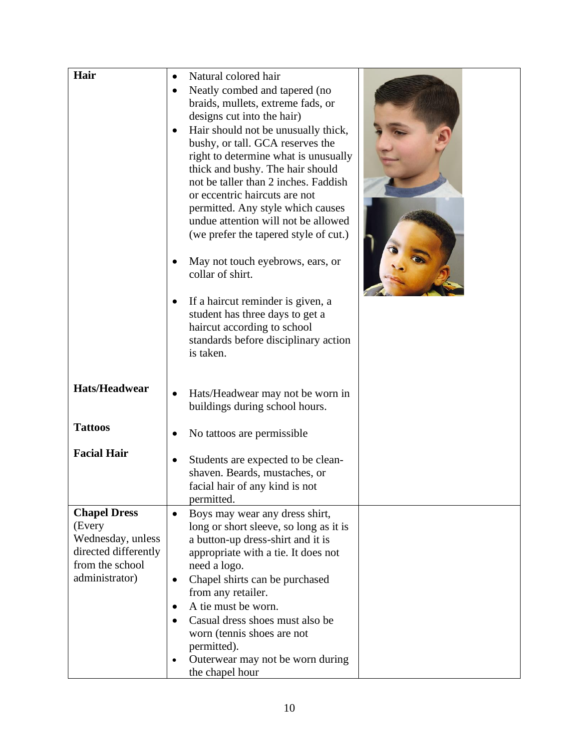| | | |
|---|---|---|
| **Hair** | • Natural colored hair<br>• Neatly combed and tapered (no braids, mullets, extreme fads, or designs cut into the hair)<br>• Hair should not be unusually thick, bushy, or tall. GCA reserves the right to determine what is unusually thick and bushy. The hair should not be taller than 2 inches. Faddish or eccentric haircuts are not permitted. Any style which causes undue attention will not be allowed (we prefer the tapered style of cut.)<br>• May not touch eyebrows, ears, or collar of shirt.<br>• If a haircut reminder is given, a student has three days to get a haircut according to school standards before disciplinary action is taken. | |
| **Hats/Headwear** | • Hats/Headwear may not be worn in buildings during school hours. | |
| **Tattoos** | • No tattoos are permissible | |
| **Facial Hair** | • Students are expected to be clean-shaven. Beards, mustaches, or facial hair of any kind is not permitted. | |
| **Chapel Dress** (Every Wednesday, unless directed differently from the school administrator) | • Boys may wear any dress shirt, long or short sleeve, so long as it is a button-up dress-shirt and it is appropriate with a tie. It does not need a logo.<br>• Chapel shirts can be purchased from any retailer.<br>• A tie must be worn.<br>• Casual dress shoes must also be worn (tennis shoes are not permitted).<br>• Outerwear may not be worn during the chapel hour | |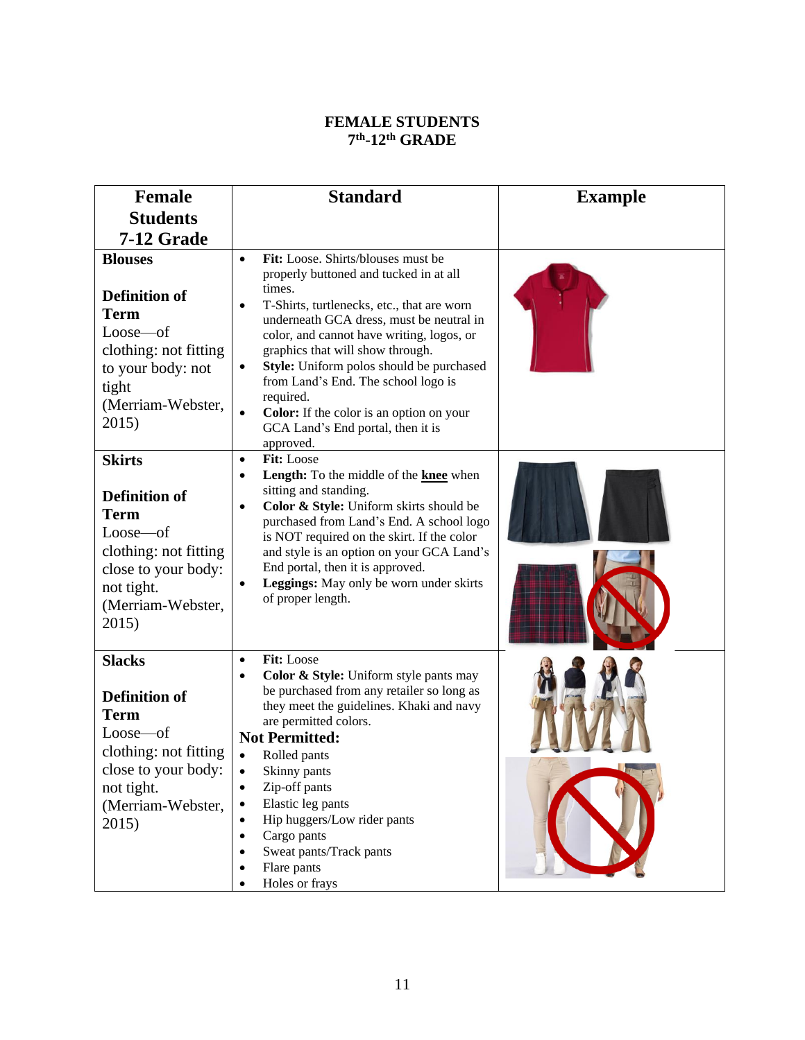# FEMALE STUDENTS
## 7th-12th GRADE

| Female Students 7-12 Grade | Standard | Example |
|---|---|---|
| **Blouses**<br><br>**Definition of Term**<br>Loose—of clothing: not fitting to your body: not tight (Merriam-Webster, 2015) | • **Fit:** Loose. Shirts/blouses must be properly buttoned and tucked in at all times.<br>• T-Shirts, turtlenecks, etc., that are worn underneath GCA dress, must be neutral in color, and cannot have writing, logos, or graphics that will show through.<br>• **Style:** Uniform polos should be purchased from Land's End. The school logo is required.<br>• **Color:** If the color is an option on your GCA Land's End portal, then it is approved. | |
| **Skirts**<br><br>**Definition of Term**<br>Loose—of clothing: not fitting close to your body: not tight. (Merriam-Webster, 2015) | • **Fit:** Loose<br>• **Length:** To the middle of the **knee** when sitting and standing.<br>• **Color & Style:** Uniform skirts should be purchased from Land's End. A school logo is NOT required on the skirt. If the color and style is an option on your GCA Land's End portal, then it is approved.<br>• **Leggings:** May only be worn under skirts of proper length. | |
| **Slacks**<br><br>**Definition of Term**<br>Loose—of clothing: not fitting close to your body: not tight. (Merriam-Webster, 2015) | • **Fit:** Loose<br>• **Color & Style:** Uniform style pants may be purchased from any retailer so long as they meet the guidelines. Khaki and navy are permitted colors.<br>**Not Permitted:**<br>• Rolled pants<br>• Skinny pants<br>• Zip-off pants<br>• Elastic leg pants<br>• Hip huggers/Low rider pants<br>• Cargo pants<br>• Sweat pants/Track pants<br>• Flare pants<br>• Holes or frays | |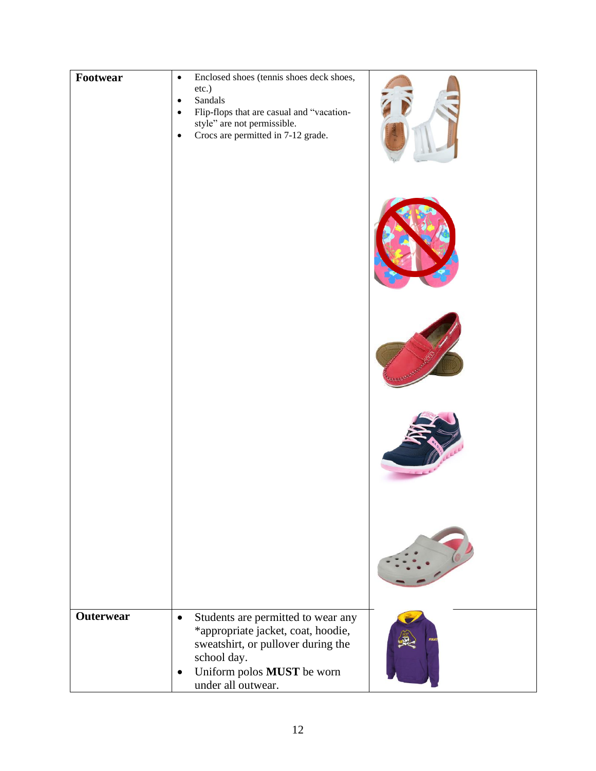| | | |
|---|---|---|
| **Footwear** | • Enclosed shoes (tennis shoes deck shoes, etc.)<br>• Sandals<br>• Flip-flops that are casual and "vacation-style" are not permissible.<br>• Crocs are permitted in 7-12 grade. | |
| **Outerwear** | • Students are permitted to wear any *appropriate jacket, coat, hoodie, sweatshirt, or pullover during the school day.<br>• Uniform polos **MUST** be worn under all outwear. | |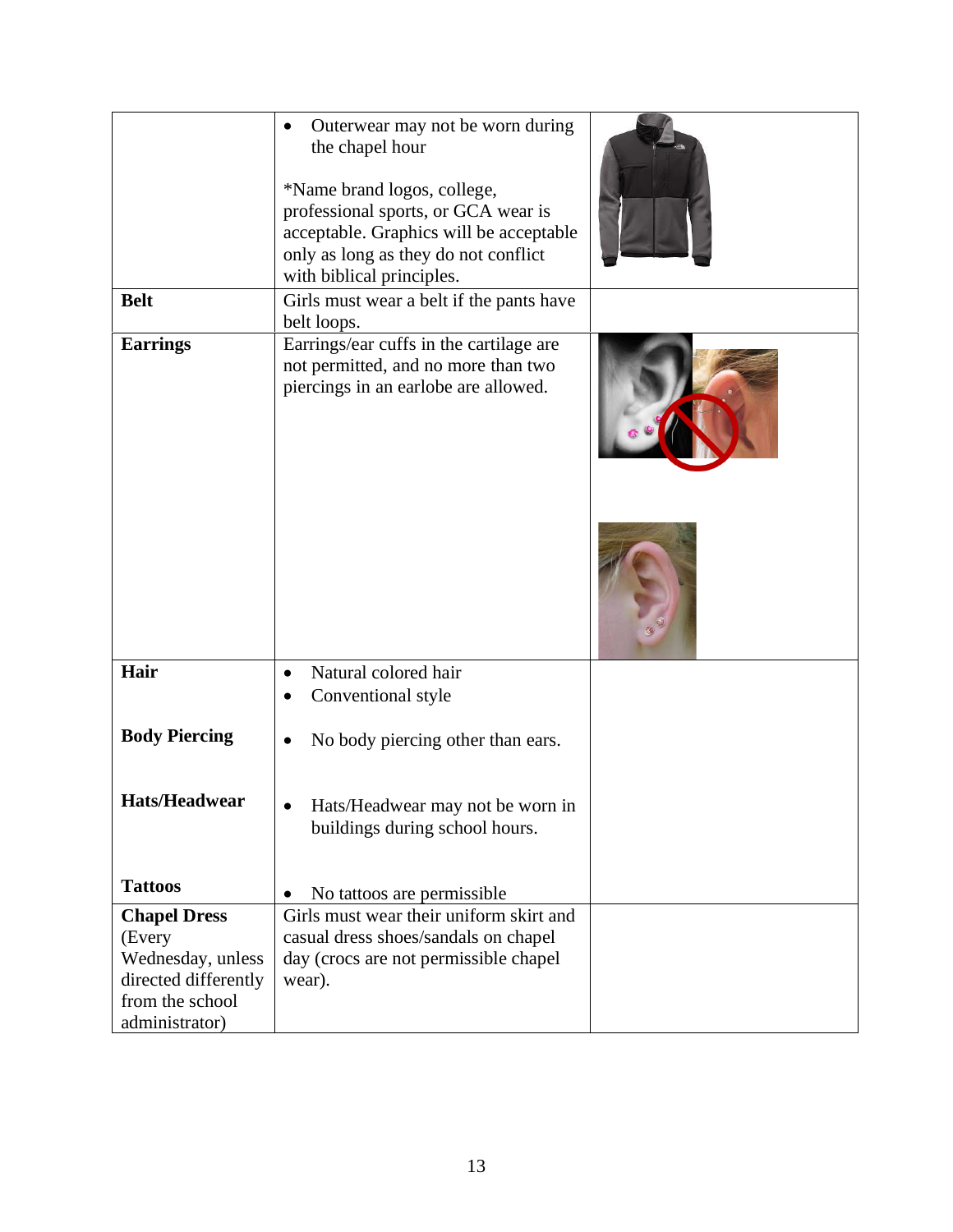| | | |
|---|---|---|
| | • Outerwear may not be worn during the chapel hour<br><br>*Name brand logos, college, professional sports, or GCA wear is acceptable. Graphics will be acceptable only as long as they do not conflict with biblical principles. | |
| **Belt** | Girls must wear a belt if the pants have belt loops. | |
| **Earrings** | Earrings/ear cuffs in the cartilage are not permitted, and no more than two piercings in an earlobe are allowed. | |
| **Hair**<br><br>**Body Piercing**<br><br>**Hats/Headwear**<br><br>**Tattoos** | • Natural colored hair<br>• Conventional style<br><br>• No body piercing other than ears.<br><br>• Hats/Headwear may not be worn in buildings during school hours.<br><br>• No tattoos are permissible | |
| **Chapel Dress** (Every Wednesday, unless directed differently from the school administrator) | Girls must wear their uniform skirt and casual dress shoes/sandals on chapel day (crocs are not permissible chapel wear). | |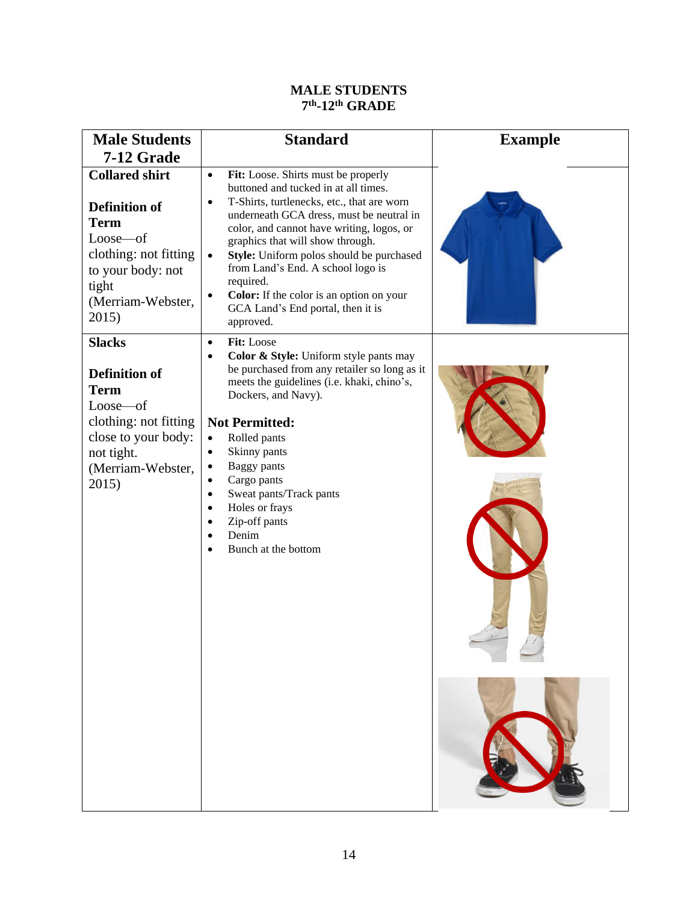**MALE STUDENTS**
**7th-12th GRADE**

| Male Students 7-12 Grade | Standard | Example |
|---|---|---|
| **Collared shirt**<br><br>**Definition of Term**<br>Loose—of clothing: not fitting to your body: not tight (Merriam-Webster, 2015) | • **Fit:** Loose. Shirts must be properly buttoned and tucked in at all times.<br>• T-Shirts, turtlenecks, etc., that are worn underneath GCA dress, must be neutral in color, and cannot have writing, logos, or graphics that will show through.<br>• **Style:** Uniform polos should be purchased from Land's End. A school logo is required.<br>• **Color:** If the color is an option on your GCA Land's End portal, then it is approved. | |
| **Slacks**<br><br>**Definition of Term**<br>Loose—of clothing: not fitting close to your body: not tight. (Merriam-Webster, 2015) | • **Fit:** Loose<br>• **Color & Style:** Uniform style pants may be purchased from any retailer so long as it meets the guidelines (i.e. khaki, chino's, Dockers, and Navy).<br><br>**Not Permitted:**<br>• Rolled pants<br>• Skinny pants<br>• Baggy pants<br>• Cargo pants<br>• Sweat pants/Track pants<br>• Holes or frays<br>• Zip-off pants<br>• Denim<br>• Bunch at the bottom | |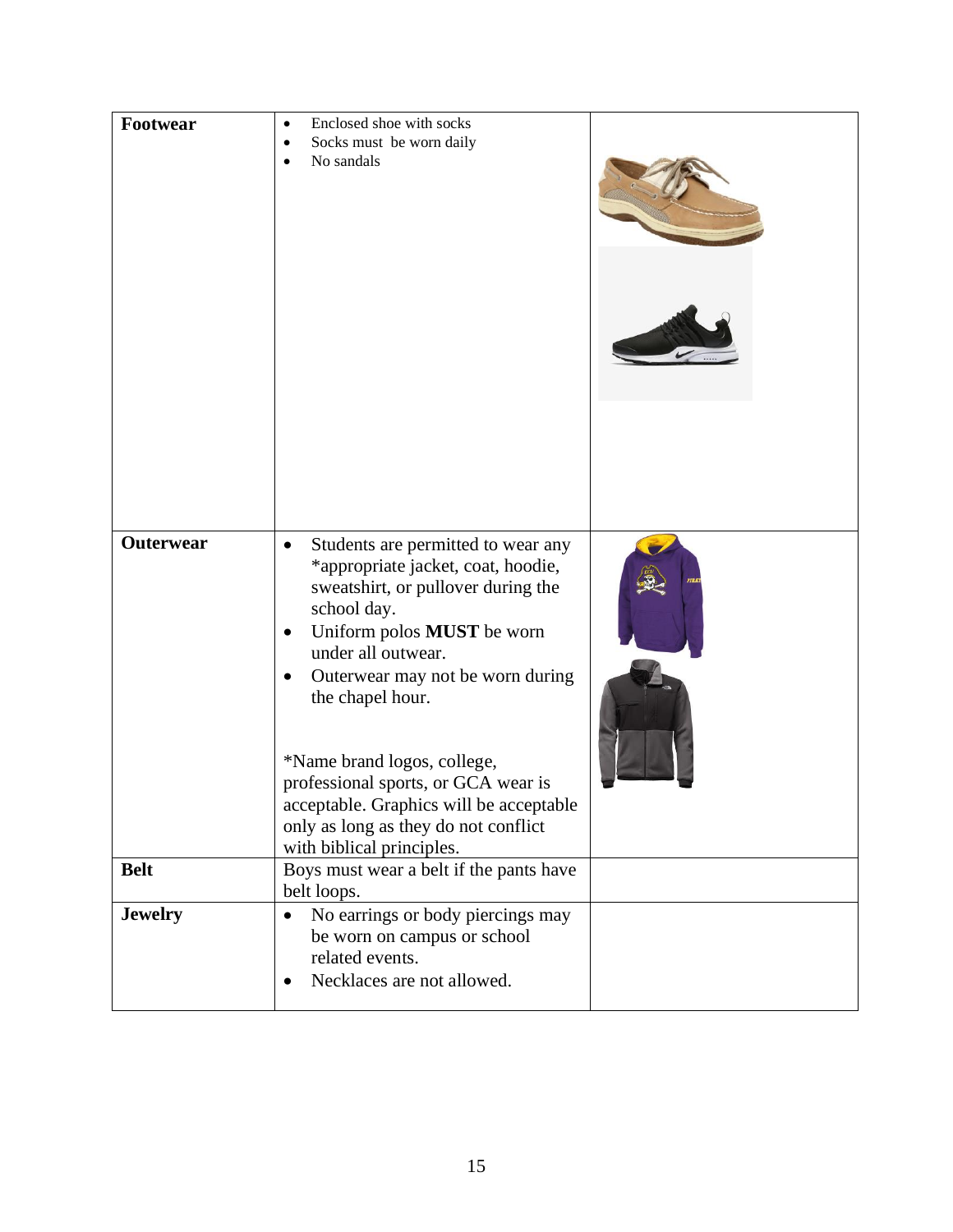| | | |
|---|---|---|
| **Footwear** | • Enclosed shoe with socks<br>• Socks must be worn daily<br>• No sandals | |
| **Outerwear** | • Students are permitted to wear any *appropriate jacket, coat, hoodie, sweatshirt, or pullover during the school day.<br>• Uniform polos **MUST** be worn under all outwear.<br>• Outerwear may not be worn during the chapel hour.<br><br>*Name brand logos, college, professional sports, or GCA wear is acceptable. Graphics will be acceptable only as long as they do not conflict with biblical principles. | |
| **Belt** | Boys must wear a belt if the pants have belt loops. | |
| **Jewelry** | • No earrings or body piercings may be worn on campus or school related events.<br>• Necklaces are not allowed. | |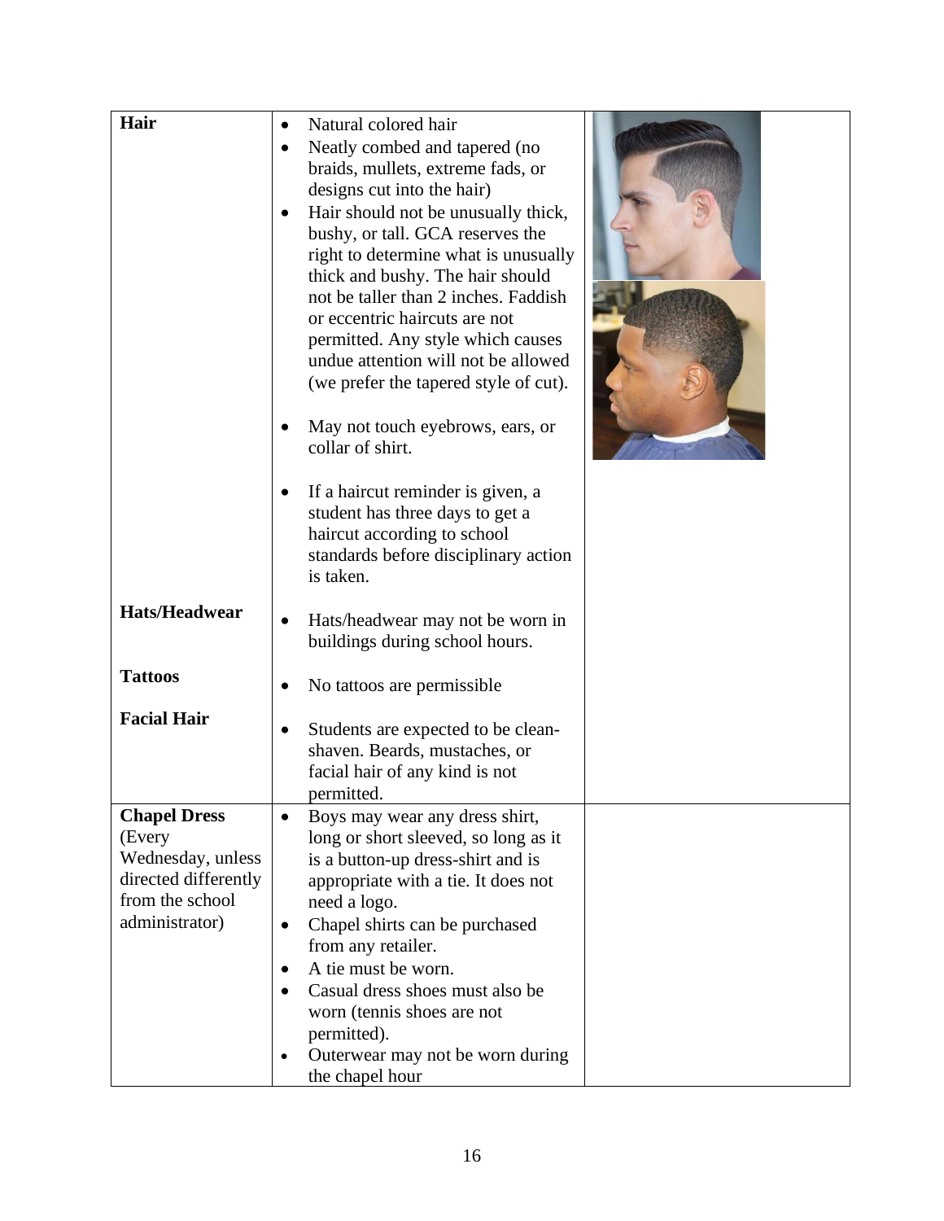| | | |
|---|---|---|
| **Hair** | • Natural colored hair<br>• Neatly combed and tapered (no braids, mullets, extreme fads, or designs cut into the hair)<br>• Hair should not be unusually thick, bushy, or tall. GCA reserves the right to determine what is unusually thick and bushy. The hair should not be taller than 2 inches. Faddish or eccentric haircuts are not permitted. Any style which causes undue attention will not be allowed (we prefer the tapered style of cut).<br>• May not touch eyebrows, ears, or collar of shirt.<br>• If a haircut reminder is given, a student has three days to get a haircut according to school standards before disciplinary action is taken. | |
| **Hats/Headwear** | • Hats/headwear may not be worn in buildings during school hours. | |
| **Tattoos** | • No tattoos are permissible | |
| **Facial Hair** | • Students are expected to be clean-shaven. Beards, mustaches, or facial hair of any kind is not permitted. | |
| **Chapel Dress** (Every Wednesday, unless directed differently from the school administrator) | • Boys may wear any dress shirt, long or short sleeved, so long as it is a button-up dress-shirt and is appropriate with a tie. It does not need a logo.<br>• Chapel shirts can be purchased from any retailer.<br>• A tie must be worn.<br>• Casual dress shoes must also be worn (tennis shoes are not permitted).<br>• Outerwear may not be worn during the chapel hour | |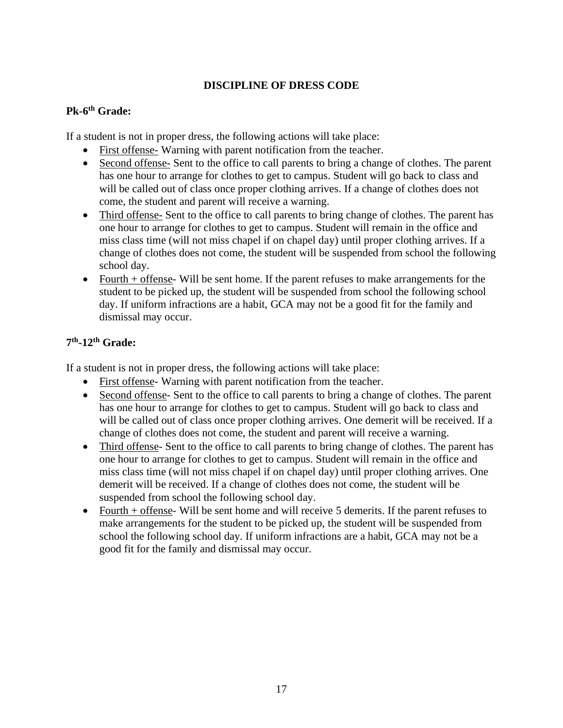## DISCIPLINE OF DRESS CODE

### Pk-6th Grade:

If a student is not in proper dress, the following actions will take place:

- First offense- Warning with parent notification from the teacher.
- Second offense- Sent to the office to call parents to bring a change of clothes. The parent has one hour to arrange for clothes to get to campus. Student will go back to class and will be called out of class once proper clothing arrives. If a change of clothes does not come, the student and parent will receive a warning.
- Third offense- Sent to the office to call parents to bring change of clothes. The parent has one hour to arrange for clothes to get to campus. Student will remain in the office and miss class time (will not miss chapel if on chapel day) until proper clothing arrives. If a change of clothes does not come, the student will be suspended from school the following school day.
- Fourth + offense- Will be sent home. If the parent refuses to make arrangements for the student to be picked up, the student will be suspended from school the following school day. If uniform infractions are a habit, GCA may not be a good fit for the family and dismissal may occur.

### 7th-12th Grade:

If a student is not in proper dress, the following actions will take place:

- First offense- Warning with parent notification from the teacher.
- Second offense- Sent to the office to call parents to bring a change of clothes. The parent has one hour to arrange for clothes to get to campus. Student will go back to class and will be called out of class once proper clothing arrives. One demerit will be received. If a change of clothes does not come, the student and parent will receive a warning.
- Third offense- Sent to the office to call parents to bring change of clothes. The parent has one hour to arrange for clothes to get to campus. Student will remain in the office and miss class time (will not miss chapel if on chapel day) until proper clothing arrives. One demerit will be received. If a change of clothes does not come, the student will be suspended from school the following school day.
- Fourth + offense- Will be sent home and will receive 5 demerits. If the parent refuses to make arrangements for the student to be picked up, the student will be suspended from school the following school day. If uniform infractions are a habit, GCA may not be a good fit for the family and dismissal may occur.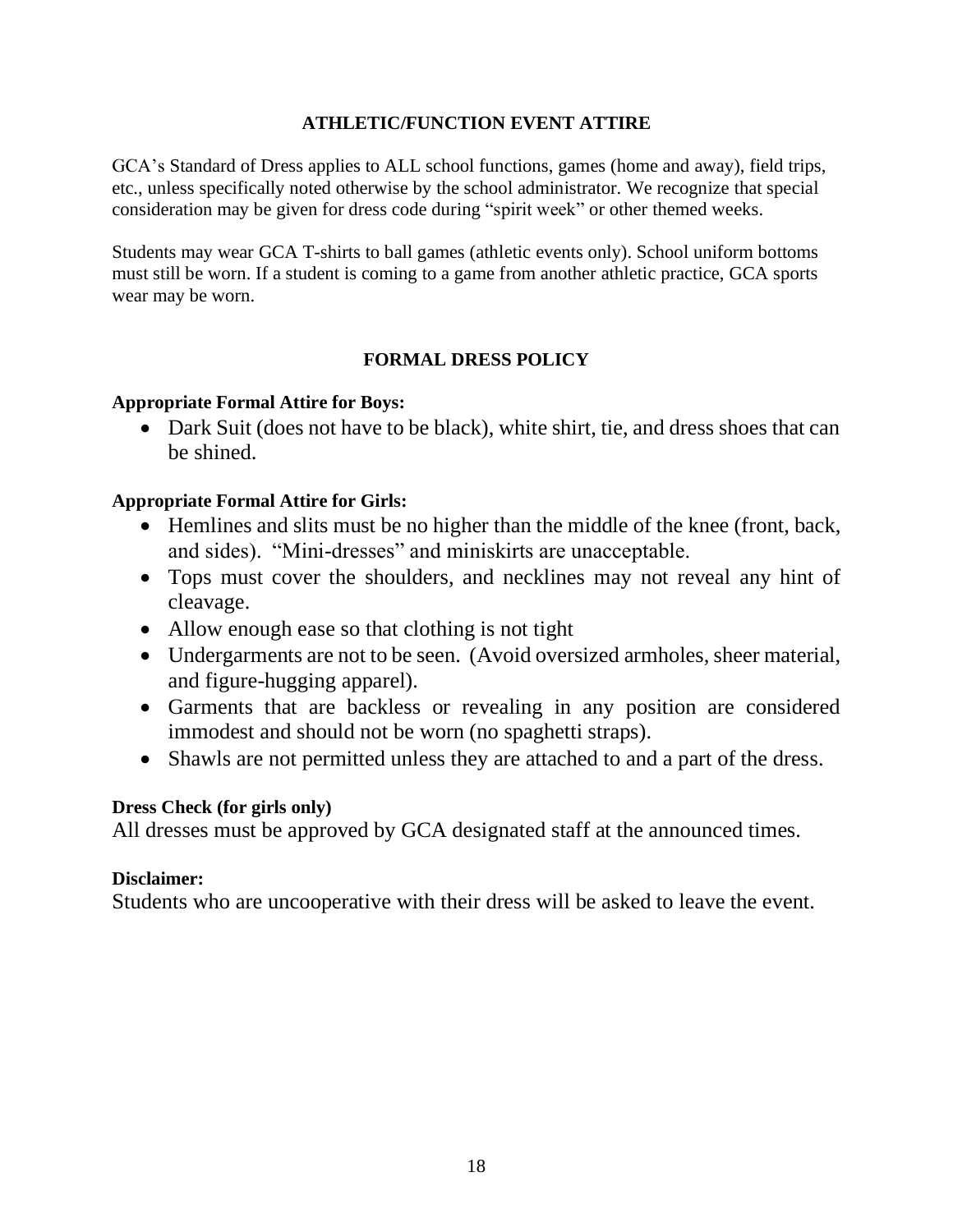## ATHLETIC/FUNCTION EVENT ATTIRE

GCA's Standard of Dress applies to ALL school functions, games (home and away), field trips, etc., unless specifically noted otherwise by the school administrator. We recognize that special consideration may be given for dress code during "spirit week" or other themed weeks.

Students may wear GCA T-shirts to ball games (athletic events only). School uniform bottoms must still be worn. If a student is coming to a game from another athletic practice, GCA sports wear may be worn.

## FORMAL DRESS POLICY

**Appropriate Formal Attire for Boys:**

- Dark Suit (does not have to be black), white shirt, tie, and dress shoes that can be shined.

**Appropriate Formal Attire for Girls:**

- Hemlines and slits must be no higher than the middle of the knee (front, back, and sides). "Mini-dresses" and miniskirts are unacceptable.
- Tops must cover the shoulders, and necklines may not reveal any hint of cleavage.
- Allow enough ease so that clothing is not tight
- Undergarments are not to be seen. (Avoid oversized armholes, sheer material, and figure-hugging apparel).
- Garments that are backless or revealing in any position are considered immodest and should not be worn (no spaghetti straps).
- Shawls are not permitted unless they are attached to and a part of the dress.

**Dress Check (for girls only)**

All dresses must be approved by GCA designated staff at the announced times.

**Disclaimer:**

Students who are uncooperative with their dress will be asked to leave the event.